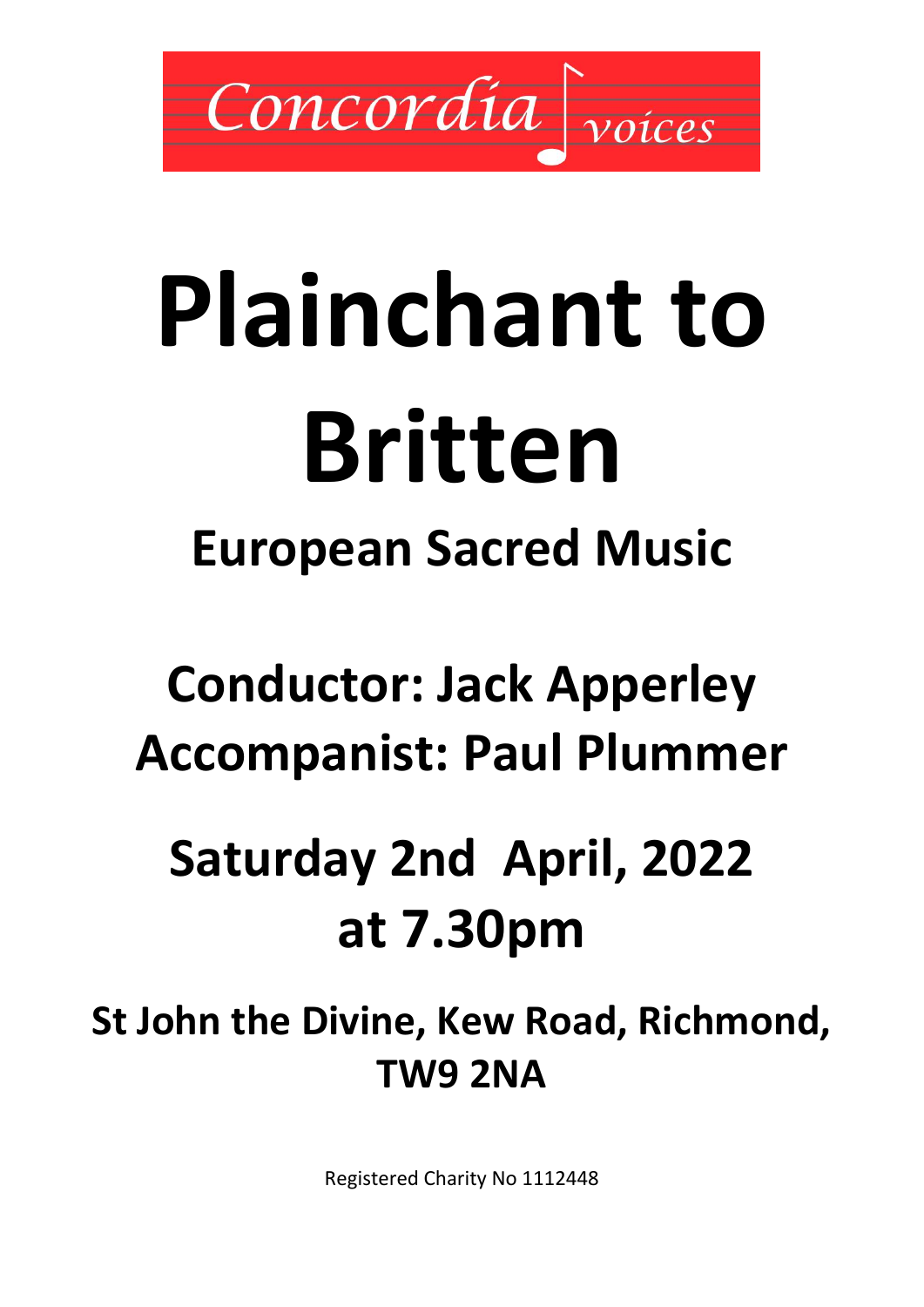Concordia voices

# Plainchant to Britten

## European Sacred Music

## Conductor: Jack Apperley
## Accompanist: Paul Plummer

## Saturday 2nd April, 2022
## at 7.30pm

### St John the Divine, Kew Road, Richmond, TW9 2NA

Registered Charity No 1112448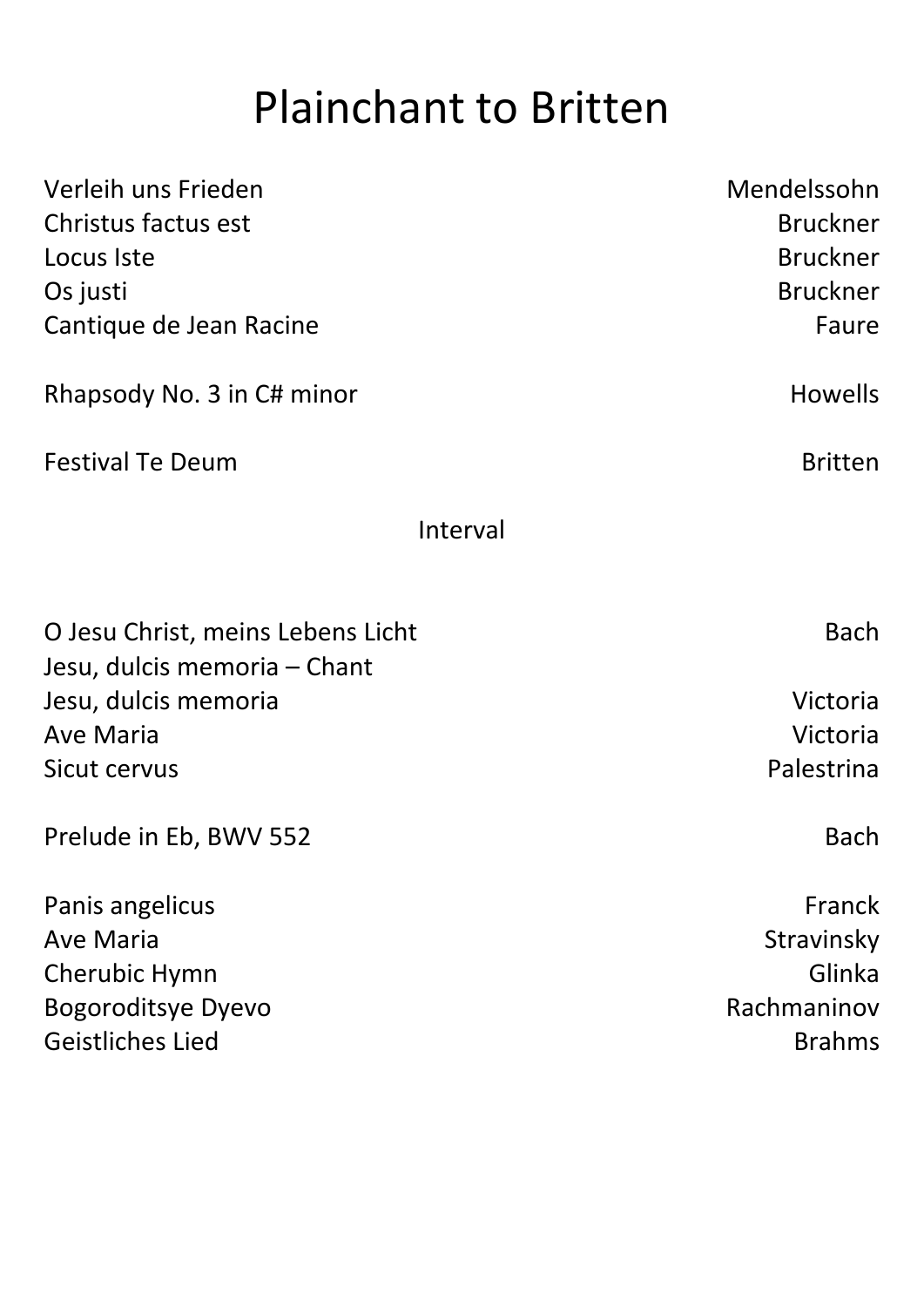# Plainchant to Britten

| | |
|---|---|
| Verleih uns Frieden | Mendelssohn |
| Christus factus est | Bruckner |
| Locus Iste | Bruckner |
| Os justi | Bruckner |
| Cantique de Jean Racine | Faure |
| | |
| Rhapsody No. 3 in C# minor | Howells |
| | |
| Festival Te Deum | Britten |

Interval

| | |
|---|---|
| O Jesu Christ, meins Lebens Licht | Bach |
| Jesu, dulcis memoria – Chant | |
| Jesu, dulcis memoria | Victoria |
| Ave Maria | Victoria |
| Sicut cervus | Palestrina |
| | |
| Prelude in Eb, BWV 552 | Bach |
| | |
| Panis angelicus | Franck |
| Ave Maria | Stravinsky |
| Cherubic Hymn | Glinka |
| Bogoroditsye Dyevo | Rachmaninov |
| Geistliches Lied | Brahms |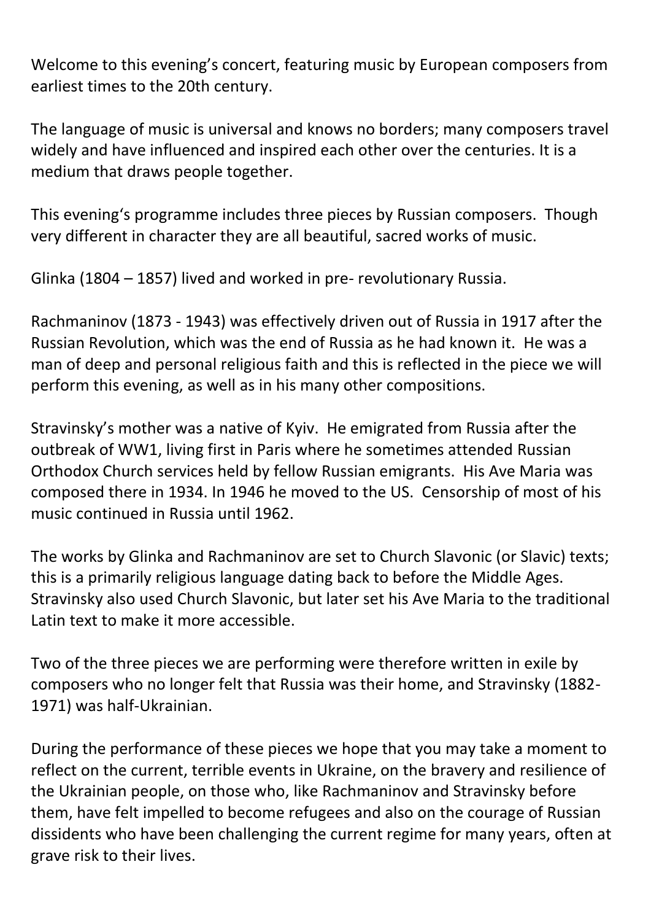Welcome to this evening's concert, featuring music by European composers from earliest times to the 20th century.

The language of music is universal and knows no borders; many composers travel widely and have influenced and inspired each other over the centuries. It is a medium that draws people together.

This evening's programme includes three pieces by Russian composers. Though very different in character they are all beautiful, sacred works of music.

Glinka (1804 – 1857) lived and worked in pre- revolutionary Russia.

Rachmaninov (1873 - 1943) was effectively driven out of Russia in 1917 after the Russian Revolution, which was the end of Russia as he had known it. He was a man of deep and personal religious faith and this is reflected in the piece we will perform this evening, as well as in his many other compositions.

Stravinsky's mother was a native of Kyiv. He emigrated from Russia after the outbreak of WW1, living first in Paris where he sometimes attended Russian Orthodox Church services held by fellow Russian emigrants. His Ave Maria was composed there in 1934. In 1946 he moved to the US. Censorship of most of his music continued in Russia until 1962.

The works by Glinka and Rachmaninov are set to Church Slavonic (or Slavic) texts; this is a primarily religious language dating back to before the Middle Ages. Stravinsky also used Church Slavonic, but later set his Ave Maria to the traditional Latin text to make it more accessible.

Two of the three pieces we are performing were therefore written in exile by composers who no longer felt that Russia was their home, and Stravinsky (1882-1971) was half-Ukrainian.

During the performance of these pieces we hope that you may take a moment to reflect on the current, terrible events in Ukraine, on the bravery and resilience of the Ukrainian people, on those who, like Rachmaninov and Stravinsky before them, have felt impelled to become refugees and also on the courage of Russian dissidents who have been challenging the current regime for many years, often at grave risk to their lives.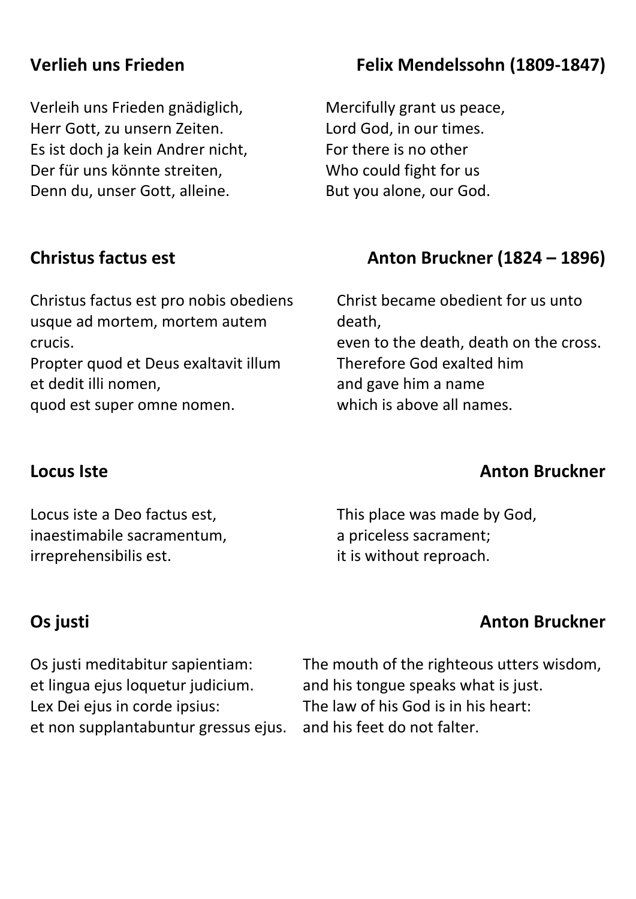## Verlieh uns Frieden — Felix Mendelssohn (1809-1847)

Verleih uns Frieden gnädiglich,
Herr Gott, zu unsern Zeiten.
Es ist doch ja kein Andrer nicht,
Der für uns könnte streiten,
Denn du, unser Gott, alleine.

Mercifully grant us peace,
Lord God, in our times.
For there is no other
Who could fight for us
But you alone, our God.

## Christus factus est — Anton Bruckner (1824 – 1896)

Christus factus est pro nobis obediens
usque ad mortem, mortem autem
crucis.
Propter quod et Deus exaltavit illum
et dedit illi nomen,
quod est super omne nomen.

Christ became obedient for us unto
death,
even to the death, death on the cross.
Therefore God exalted him
and gave him a name
which is above all names.

## Locus Iste — Anton Bruckner

Locus iste a Deo factus est,
inaestimabile sacramentum,
irreprehensibilis est.

This place was made by God,
a priceless sacrament;
it is without reproach.

## Os justi — Anton Bruckner

Os justi meditabitur sapientiam:
et lingua ejus loquetur judicium.
Lex Dei ejus in corde ipsius:
et non supplantabuntur gressus ejus.

The mouth of the righteous utters wisdom,
and his tongue speaks what is just.
The law of his God is in his heart:
and his feet do not falter.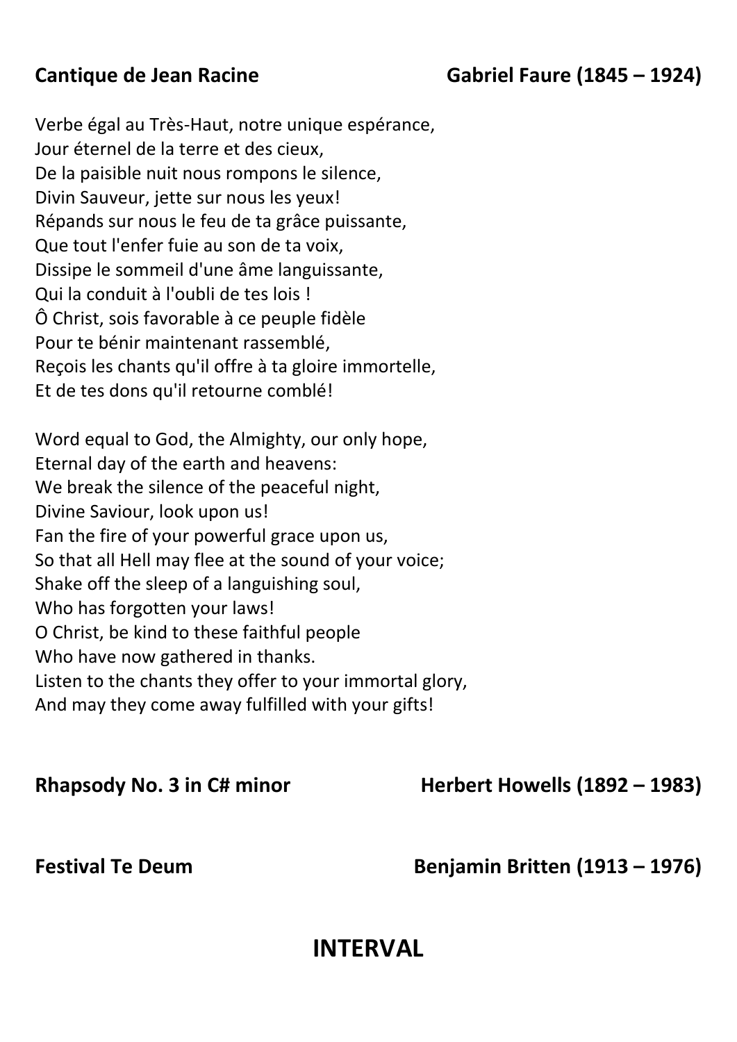**Cantique de Jean Racine** **Gabriel Faure (1845 – 1924)**

Verbe égal au Très-Haut, notre unique espérance,
Jour éternel de la terre et des cieux,
De la paisible nuit nous rompons le silence,
Divin Sauveur, jette sur nous les yeux!
Répands sur nous le feu de ta grâce puissante,
Que tout l'enfer fuie au son de ta voix,
Dissipe le sommeil d'une âme languissante,
Qui la conduit à l'oubli de tes lois !
Ô Christ, sois favorable à ce peuple fidèle
Pour te bénir maintenant rassemblé,
Reçois les chants qu'il offre à ta gloire immortelle,
Et de tes dons qu'il retourne comblé!

Word equal to God, the Almighty, our only hope,
Eternal day of the earth and heavens:
We break the silence of the peaceful night,
Divine Saviour, look upon us!
Fan the fire of your powerful grace upon us,
So that all Hell may flee at the sound of your voice;
Shake off the sleep of a languishing soul,
Who has forgotten your laws!
O Christ, be kind to these faithful people
Who have now gathered in thanks.
Listen to the chants they offer to your immortal glory,
And may they come away fulfilled with your gifts!

**Rhapsody No. 3 in C# minor** **Herbert Howells (1892 – 1983)**

**Festival Te Deum** **Benjamin Britten (1913 – 1976)**

## INTERVAL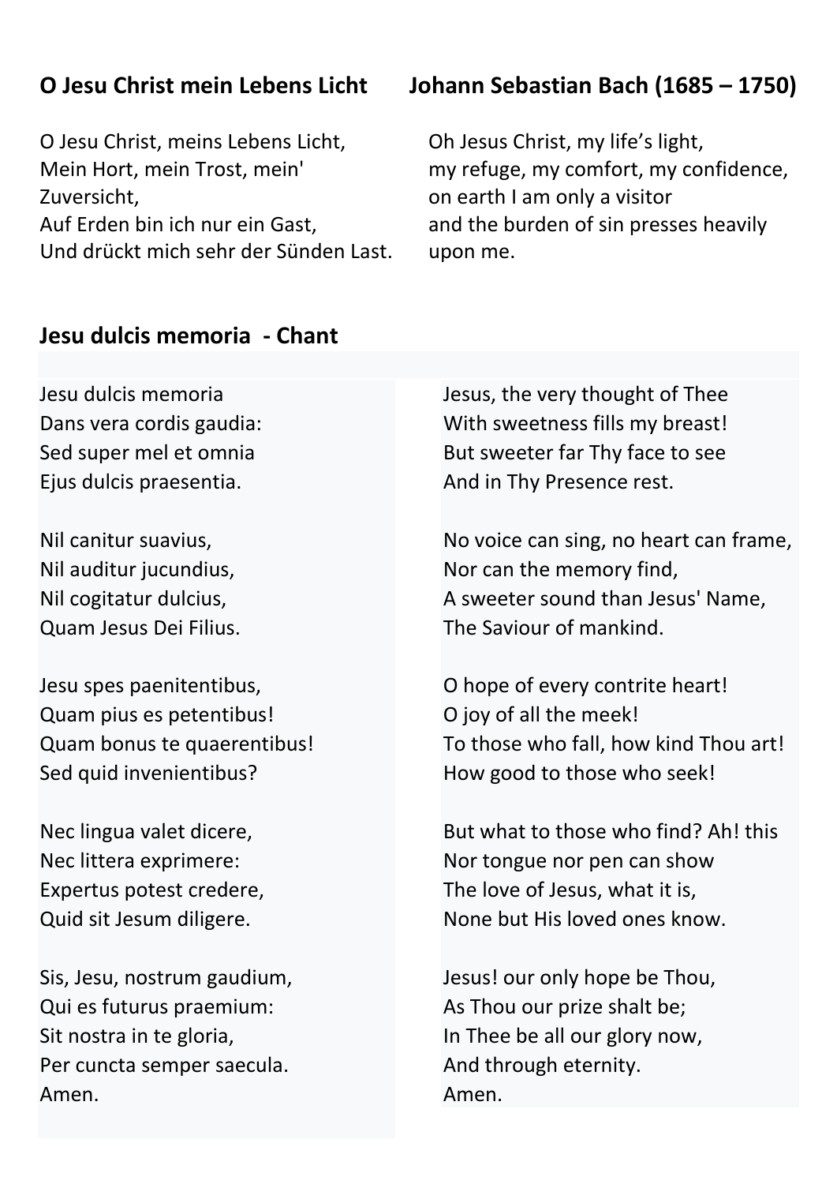## O Jesu Christ mein Lebens Licht — Johann Sebastian Bach (1685 – 1750)

O Jesu Christ, meins Lebens Licht,
Mein Hort, mein Trost, mein' Zuversicht,
Auf Erden bin ich nur ein Gast,
Und drückt mich sehr der Sünden Last.

Oh Jesus Christ, my life's light,
my refuge, my comfort, my confidence,
on earth I am only a visitor
and the burden of sin presses heavily upon me.

## Jesu dulcis memoria - Chant

Jesu dulcis memoria
Dans vera cordis gaudia:
Sed super mel et omnia
Ejus dulcis praesentia.

Nil canitur suavius,
Nil auditur jucundius,
Nil cogitatur dulcius,
Quam Jesus Dei Filius.

Jesu spes paenitentibus,
Quam pius es petentibus!
Quam bonus te quaerentibus!
Sed quid invenientibus?

Nec lingua valet dicere,
Nec littera exprimere:
Expertus potest credere,
Quid sit Jesum diligere.

Sis, Jesu, nostrum gaudium,
Qui es futurus praemium:
Sit nostra in te gloria,
Per cuncta semper saecula.
Amen.

Jesus, the very thought of Thee
With sweetness fills my breast!
But sweeter far Thy face to see
And in Thy Presence rest.

No voice can sing, no heart can frame,
Nor can the memory find,
A sweeter sound than Jesus' Name,
The Saviour of mankind.

O hope of every contrite heart!
O joy of all the meek!
To those who fall, how kind Thou art!
How good to those who seek!

But what to those who find? Ah! this
Nor tongue nor pen can show
The love of Jesus, what it is,
None but His loved ones know.

Jesus! our only hope be Thou,
As Thou our prize shalt be;
In Thee be all our glory now,
And through eternity.
Amen.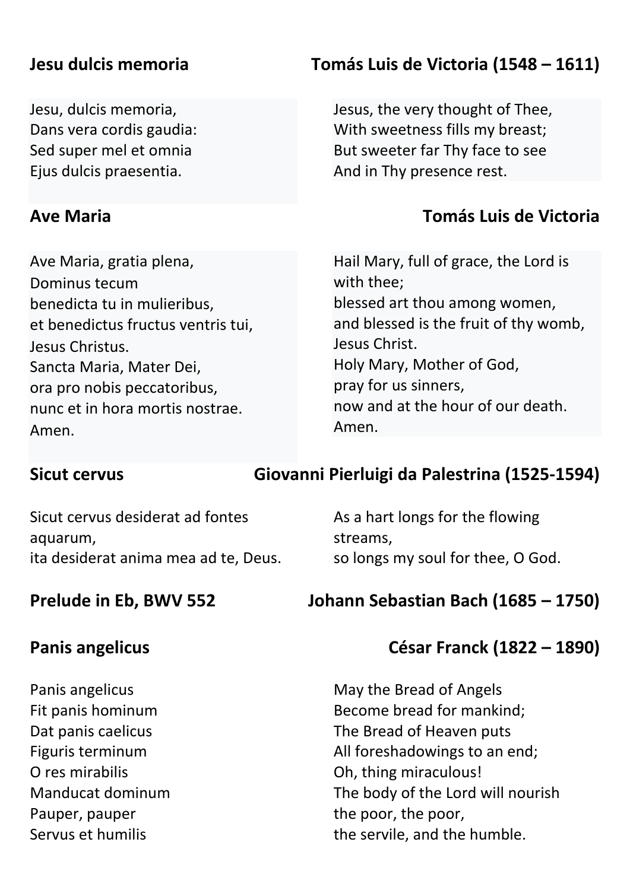## Jesu dulcis memoria — Tomás Luis de Victoria (1548 – 1611)

Jesu, dulcis memoria,
Dans vera cordis gaudia:
Sed super mel et omnia
Ejus dulcis praesentia.

Jesus, the very thought of Thee,
With sweetness fills my breast;
But sweeter far Thy face to see
And in Thy presence rest.

## Ave Maria — Tomás Luis de Victoria

Ave Maria, gratia plena,
Dominus tecum
benedicta tu in mulieribus,
et benedictus fructus ventris tui,
Jesus Christus.
Sancta Maria, Mater Dei,
ora pro nobis peccatoribus,
nunc et in hora mortis nostrae.
Amen.

Hail Mary, full of grace, the Lord is with thee;
blessed art thou among women,
and blessed is the fruit of thy womb,
Jesus Christ.
Holy Mary, Mother of God,
pray for us sinners,
now and at the hour of our death.
Amen.

## Sicut cervus — Giovanni Pierluigi da Palestrina (1525-1594)

Sicut cervus desiderat ad fontes aquarum,
ita desiderat anima mea ad te, Deus.

As a hart longs for the flowing streams,
so longs my soul for thee, O God.

## Prelude in Eb, BWV 552 — Johann Sebastian Bach (1685 – 1750)

## Panis angelicus — César Franck (1822 – 1890)

Panis angelicus
Fit panis hominum
Dat panis caelicus
Figuris terminum
O res mirabilis
Manducat dominum
Pauper, pauper
Servus et humilis

May the Bread of Angels
Become bread for mankind;
The Bread of Heaven puts
All foreshadowings to an end;
Oh, thing miraculous!
The body of the Lord will nourish
the poor, the poor,
the servile, and the humble.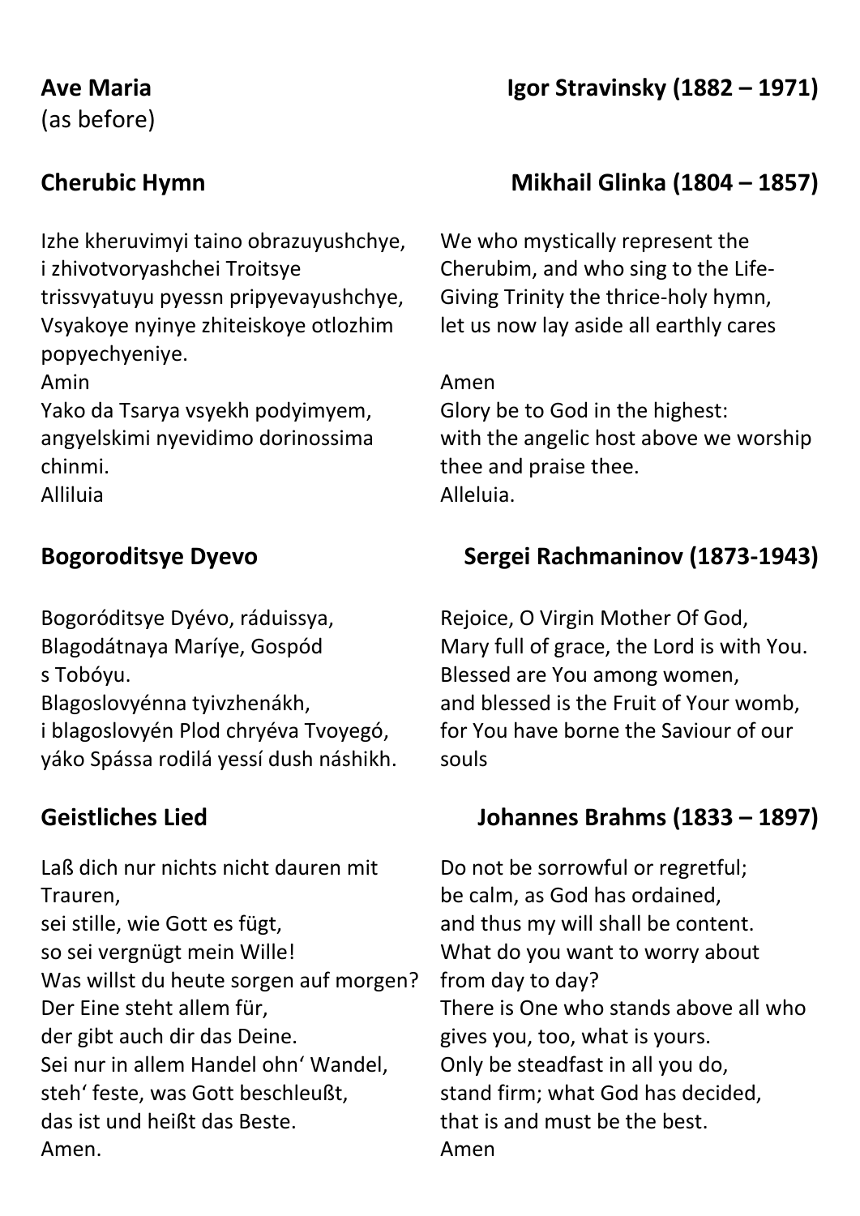**Ave Maria** **Igor Stravinsky (1882 – 1971)**
(as before)

**Cherubic Hymn** **Mikhail Glinka (1804 – 1857)**

| | |
|---|---|
| Izhe kheruvimyi taino obrazuyushchye, | We who mystically represent the |
| i zhivotvoryashchei Troitsye | Cherubim, and who sing to the Life-Giving Trinity the thrice-holy hymn, |
| trissvyatuyu pyessn pripyevayushchye, | let us now lay aside all earthly cares |
| Vsyakoye nyinye zhiteiskoye otlozhim popyechyeniye. | |
| Amin | Amen |
| Yako da Tsarya vsyekh podyimyem, | Glory be to God in the highest: |
| angyelskimi nyevidimo dorinossima chinmi. | with the angelic host above we worship thee and praise thee. |
| Alliluia | Alleluia. |

**Bogoroditsye Dyevo** **Sergei Rachmaninov (1873-1943)**

| | |
|---|---|
| Bogoróditsye Dyévo, ráduissya, | Rejoice, O Virgin Mother Of God, |
| Blagodátnaya Maríye, Gospód s Tobóyu. | Mary full of grace, the Lord is with You. |
| Blagoslovyénna tyivzhenákh, | Blessed are You among women, |
| i blagoslovyén Plod chryéva Tvoyegó, | and blessed is the Fruit of Your womb, |
| yáko Spássa rodilá yessí dush náshikh. | for You have borne the Saviour of our souls |

**Geistliches Lied** **Johannes Brahms (1833 – 1897)**

| | |
|---|---|
| Laß dich nur nichts nicht dauren mit Trauren, | Do not be sorrowful or regretful; |
| sei stille, wie Gott es fügt, | be calm, as God has ordained, |
| so sei vergnügt mein Wille! | and thus my will shall be content. |
| Was willst du heute sorgen auf morgen? | What do you want to worry about from day to day? |
| Der Eine steht allem für, | There is One who stands above all who |
| der gibt auch dir das Deine. | gives you, too, what is yours. |
| Sei nur in allem Handel ohn' Wandel, | Only be steadfast in all you do, |
| steh' feste, was Gott beschleußt, | stand firm; what God has decided, |
| das ist und heißt das Beste. | that is and must be the best. |
| Amen. | Amen |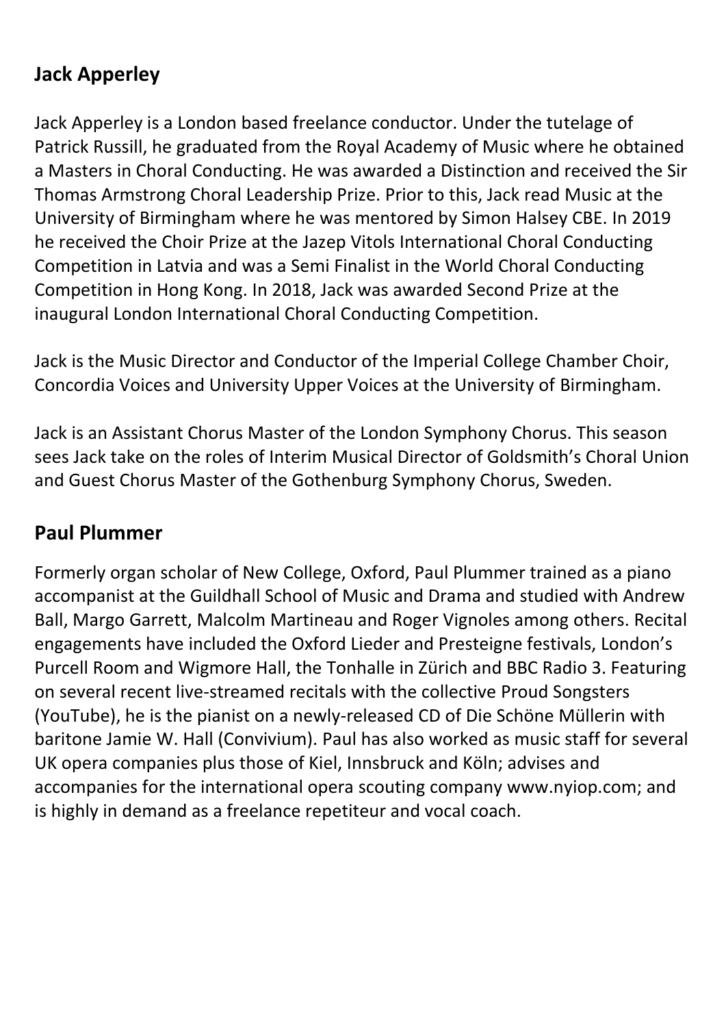## Jack Apperley

Jack Apperley is a London based freelance conductor. Under the tutelage of Patrick Russill, he graduated from the Royal Academy of Music where he obtained a Masters in Choral Conducting. He was awarded a Distinction and received the Sir Thomas Armstrong Choral Leadership Prize. Prior to this, Jack read Music at the University of Birmingham where he was mentored by Simon Halsey CBE. In 2019 he received the Choir Prize at the Jazep Vitols International Choral Conducting Competition in Latvia and was a Semi Finalist in the World Choral Conducting Competition in Hong Kong. In 2018, Jack was awarded Second Prize at the inaugural London International Choral Conducting Competition.

Jack is the Music Director and Conductor of the Imperial College Chamber Choir, Concordia Voices and University Upper Voices at the University of Birmingham.

Jack is an Assistant Chorus Master of the London Symphony Chorus. This season sees Jack take on the roles of Interim Musical Director of Goldsmith's Choral Union and Guest Chorus Master of the Gothenburg Symphony Chorus, Sweden.

## Paul Plummer

Formerly organ scholar of New College, Oxford, Paul Plummer trained as a piano accompanist at the Guildhall School of Music and Drama and studied with Andrew Ball, Margo Garrett, Malcolm Martineau and Roger Vignoles among others. Recital engagements have included the Oxford Lieder and Presteigne festivals, London's Purcell Room and Wigmore Hall, the Tonhalle in Zürich and BBC Radio 3. Featuring on several recent live-streamed recitals with the collective Proud Songsters (YouTube), he is the pianist on a newly-released CD of Die Schöne Müllerin with baritone Jamie W. Hall (Convivium). Paul has also worked as music staff for several UK opera companies plus those of Kiel, Innsbruck and Köln; advises and accompanies for the international opera scouting company www.nyiop.com; and is highly in demand as a freelance repetiteur and vocal coach.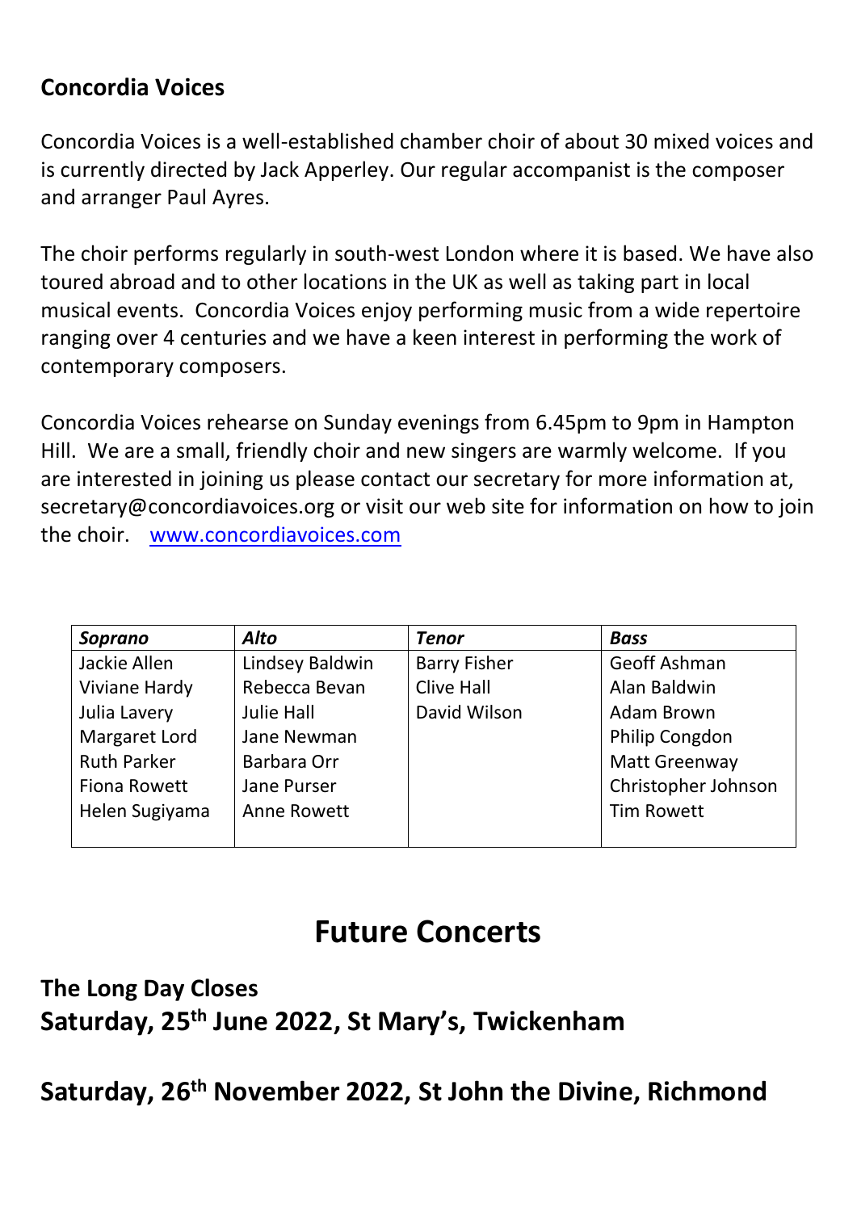## Concordia Voices

Concordia Voices is a well-established chamber choir of about 30 mixed voices and is currently directed by Jack Apperley. Our regular accompanist is the composer and arranger Paul Ayres.

The choir performs regularly in south-west London where it is based. We have also toured abroad and to other locations in the UK as well as taking part in local musical events. Concordia Voices enjoy performing music from a wide repertoire ranging over 4 centuries and we have a keen interest in performing the work of contemporary composers.

Concordia Voices rehearse on Sunday evenings from 6.45pm to 9pm in Hampton Hill. We are a small, friendly choir and new singers are warmly welcome. If you are interested in joining us please contact our secretary for more information at, secretary@concordiavoices.org or visit our web site for information on how to join the choir. [www.concordiavoices.com](http://www.concordiavoices.com)

| ***Soprano*** | ***Alto*** | ***Tenor*** | ***Bass*** |
|---|---|---|---|
| Jackie Allen | Lindsey Baldwin | Barry Fisher | Geoff Ashman |
| Viviane Hardy | Rebecca Bevan | Clive Hall | Alan Baldwin |
| Julia Lavery | Julie Hall | David Wilson | Adam Brown |
| Margaret Lord | Jane Newman | | Philip Congdon |
| Ruth Parker | Barbara Orr | | Matt Greenway |
| Fiona Rowett | Jane Purser | | Christopher Johnson |
| Helen Sugiyama | Anne Rowett | | Tim Rowett |

# Future Concerts

**The Long Day Closes**
**Saturday, 25th June 2022, St Mary's, Twickenham**

**Saturday, 26th November 2022, St John the Divine, Richmond**